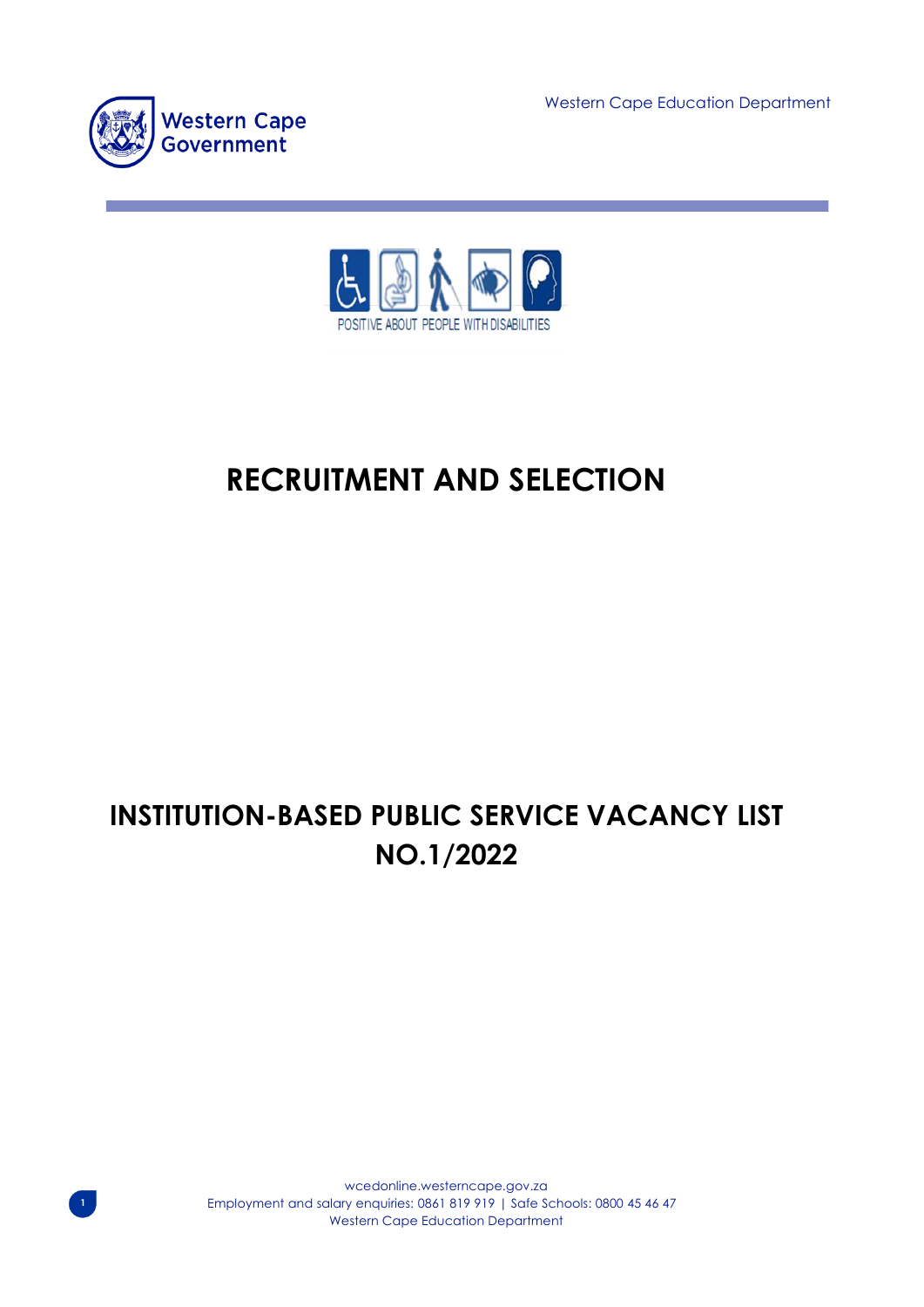Western Cape Government

Western Cape Education Department

POSITIVE ABOUT PEOPLE WITH DISABILITIES

# RECRUITMENT AND SELECTION

# INSTITUTION-BASED PUBLIC SERVICE VACANCY LIST NO.1/2022

wcedonline.westerncape.gov.za
Employment and salary enquiries: 0861 819 919 | Safe Schools: 0800 45 46 47
Western Cape Education Department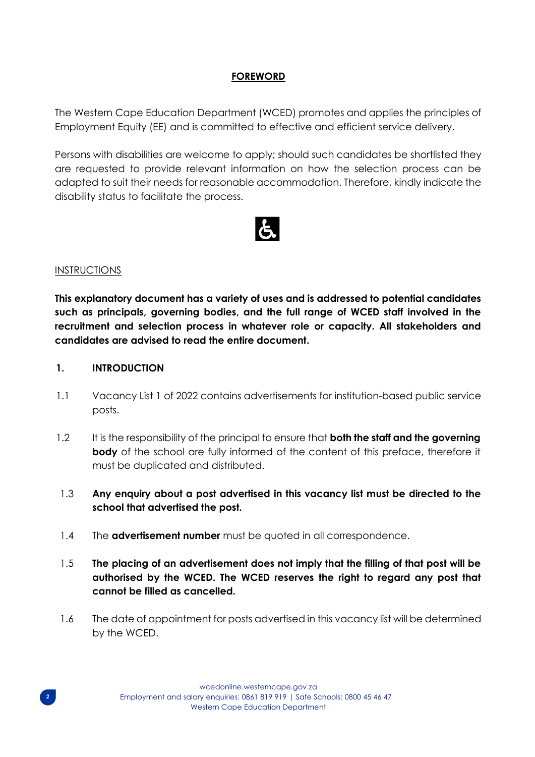## FOREWORD

The Western Cape Education Department (WCED) promotes and applies the principles of Employment Equity (EE) and is committed to effective and efficient service delivery.

Persons with disabilities are welcome to apply; should such candidates be shortlisted they are requested to provide relevant information on how the selection process can be adapted to suit their needs for reasonable accommodation. Therefore, kindly indicate the disability status to facilitate the process.

INSTRUCTIONS

**This explanatory document has a variety of uses and is addressed to potential candidates such as principals, governing bodies, and the full range of WCED staff involved in the recruitment and selection process in whatever role or capacity. All stakeholders and candidates are advised to read the entire document.**

### 1. INTRODUCTION

1.1 Vacancy List 1 of 2022 contains advertisements for institution-based public service posts.

1.2 It is the responsibility of the principal to ensure that **both the staff and the governing body** of the school are fully informed of the content of this preface, therefore it must be duplicated and distributed.

1.3 **Any enquiry about a post advertised in this vacancy list must be directed to the school that advertised the post.**

1.4 The **advertisement number** must be quoted in all correspondence.

1.5 **The placing of an advertisement does not imply that the filling of that post will be authorised by the WCED. The WCED reserves the right to regard any post that cannot be filled as cancelled.**

1.6 The date of appointment for posts advertised in this vacancy list will be determined by the WCED.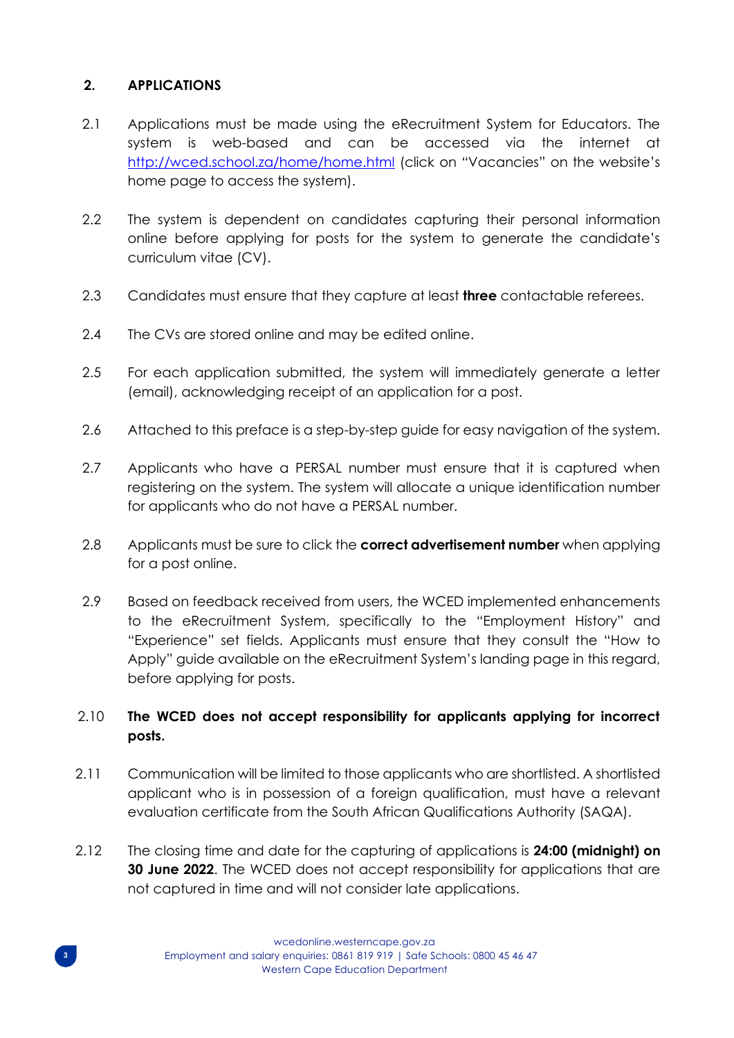## 2. APPLICATIONS

2.1 Applications must be made using the eRecruitment System for Educators. The system is web-based and can be accessed via the internet at http://wced.school.za/home/home.html (click on "Vacancies" on the website's home page to access the system).

2.2 The system is dependent on candidates capturing their personal information online before applying for posts for the system to generate the candidate's curriculum vitae (CV).

2.3 Candidates must ensure that they capture at least **three** contactable referees.

2.4 The CVs are stored online and may be edited online.

2.5 For each application submitted, the system will immediately generate a letter (email), acknowledging receipt of an application for a post.

2.6 Attached to this preface is a step-by-step guide for easy navigation of the system.

2.7 Applicants who have a PERSAL number must ensure that it is captured when registering on the system. The system will allocate a unique identification number for applicants who do not have a PERSAL number.

2.8 Applicants must be sure to click the **correct advertisement number** when applying for a post online.

2.9 Based on feedback received from users, the WCED implemented enhancements to the eRecruitment System, specifically to the "Employment History" and "Experience" set fields. Applicants must ensure that they consult the "How to Apply" guide available on the eRecruitment System's landing page in this regard, before applying for posts.

2.10 **The WCED does not accept responsibility for applicants applying for incorrect posts.**

2.11 Communication will be limited to those applicants who are shortlisted. A shortlisted applicant who is in possession of a foreign qualification, must have a relevant evaluation certificate from the South African Qualifications Authority (SAQA).

2.12 The closing time and date for the capturing of applications is **24:00 (midnight) on 30 June 2022**. The WCED does not accept responsibility for applications that are not captured in time and will not consider late applications.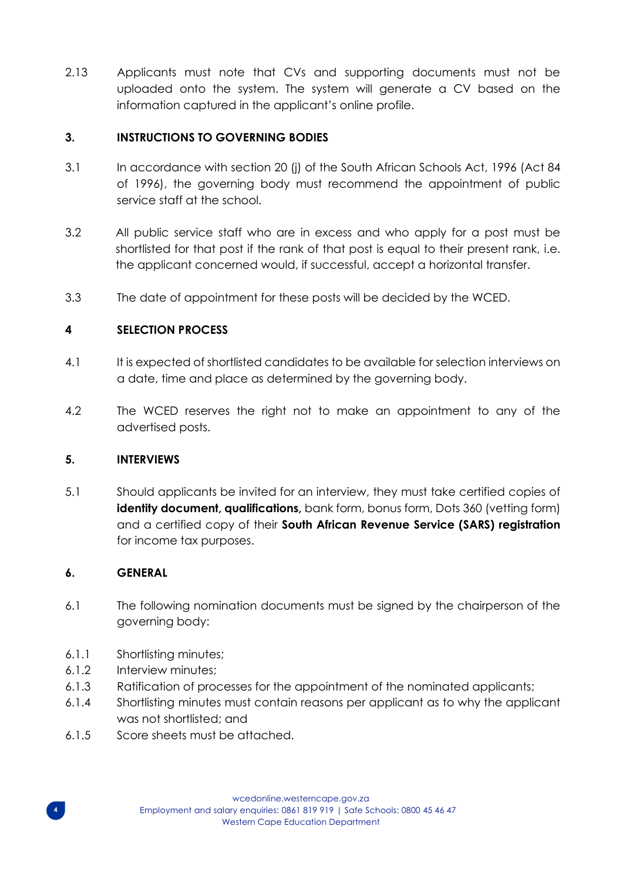2.13 Applicants must note that CVs and supporting documents must not be uploaded onto the system. The system will generate a CV based on the information captured in the applicant's online profile.

## 3. INSTRUCTIONS TO GOVERNING BODIES

3.1 In accordance with section 20 (j) of the South African Schools Act, 1996 (Act 84 of 1996), the governing body must recommend the appointment of public service staff at the school.

3.2 All public service staff who are in excess and who apply for a post must be shortlisted for that post if the rank of that post is equal to their present rank, i.e. the applicant concerned would, if successful, accept a horizontal transfer.

3.3 The date of appointment for these posts will be decided by the WCED.

## 4 SELECTION PROCESS

4.1 It is expected of shortlisted candidates to be available for selection interviews on a date, time and place as determined by the governing body.

4.2 The WCED reserves the right not to make an appointment to any of the advertised posts.

## 5. INTERVIEWS

5.1 Should applicants be invited for an interview, they must take certified copies of **identity document, qualifications,** bank form, bonus form, Dots 360 (vetting form) and a certified copy of their **South African Revenue Service (SARS) registration** for income tax purposes.

## 6. GENERAL

6.1 The following nomination documents must be signed by the chairperson of the governing body:

6.1.1 Shortlisting minutes;
6.1.2 Interview minutes;
6.1.3 Ratification of processes for the appointment of the nominated applicants;
6.1.4 Shortlisting minutes must contain reasons per applicant as to why the applicant was not shortlisted; and
6.1.5 Score sheets must be attached.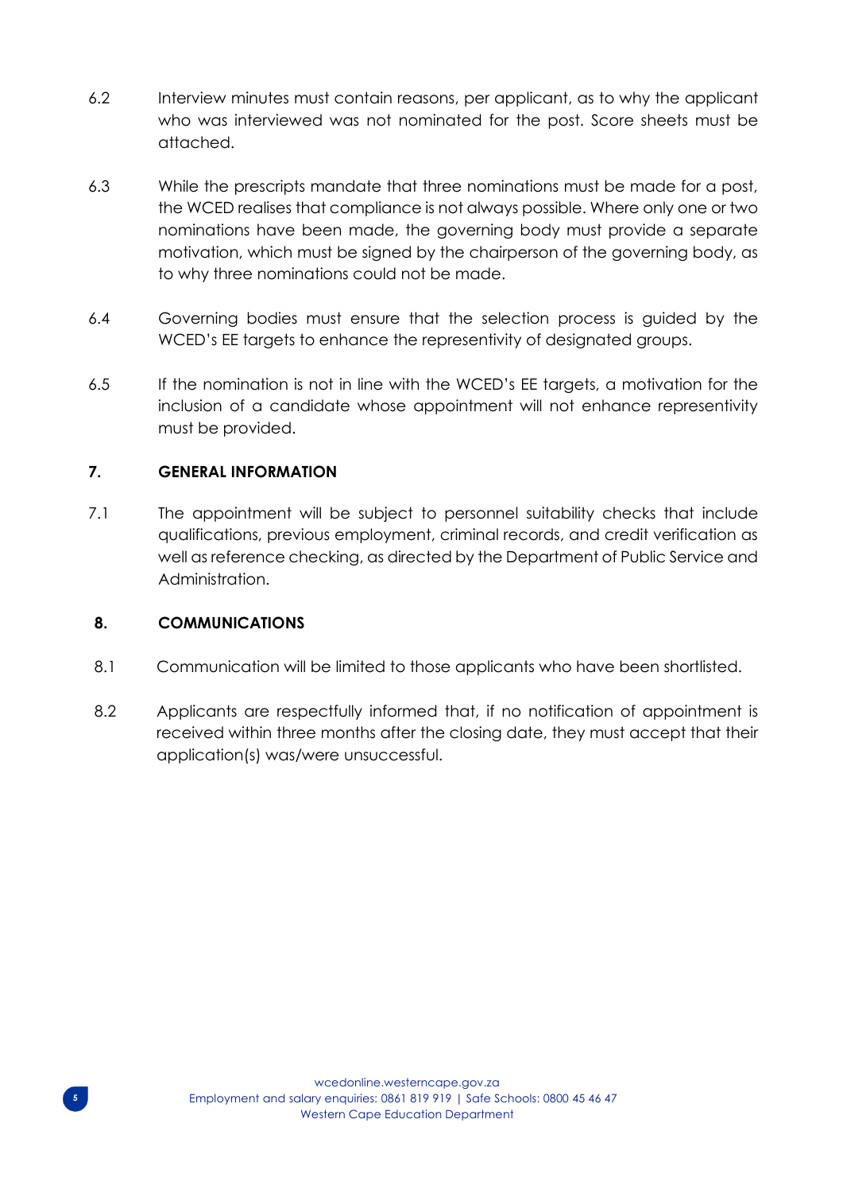6.2 Interview minutes must contain reasons, per applicant, as to why the applicant who was interviewed was not nominated for the post. Score sheets must be attached.

6.3 While the prescripts mandate that three nominations must be made for a post, the WCED realises that compliance is not always possible. Where only one or two nominations have been made, the governing body must provide a separate motivation, which must be signed by the chairperson of the governing body, as to why three nominations could not be made.

6.4 Governing bodies must ensure that the selection process is guided by the WCED's EE targets to enhance the representivity of designated groups.

6.5 If the nomination is not in line with the WCED's EE targets, a motivation for the inclusion of a candidate whose appointment will not enhance representivity must be provided.

## 7. GENERAL INFORMATION

7.1 The appointment will be subject to personnel suitability checks that include qualifications, previous employment, criminal records, and credit verification as well as reference checking, as directed by the Department of Public Service and Administration.

## 8. COMMUNICATIONS

8.1 Communication will be limited to those applicants who have been shortlisted.

8.2 Applicants are respectfully informed that, if no notification of appointment is received within three months after the closing date, they must accept that their application(s) was/were unsuccessful.